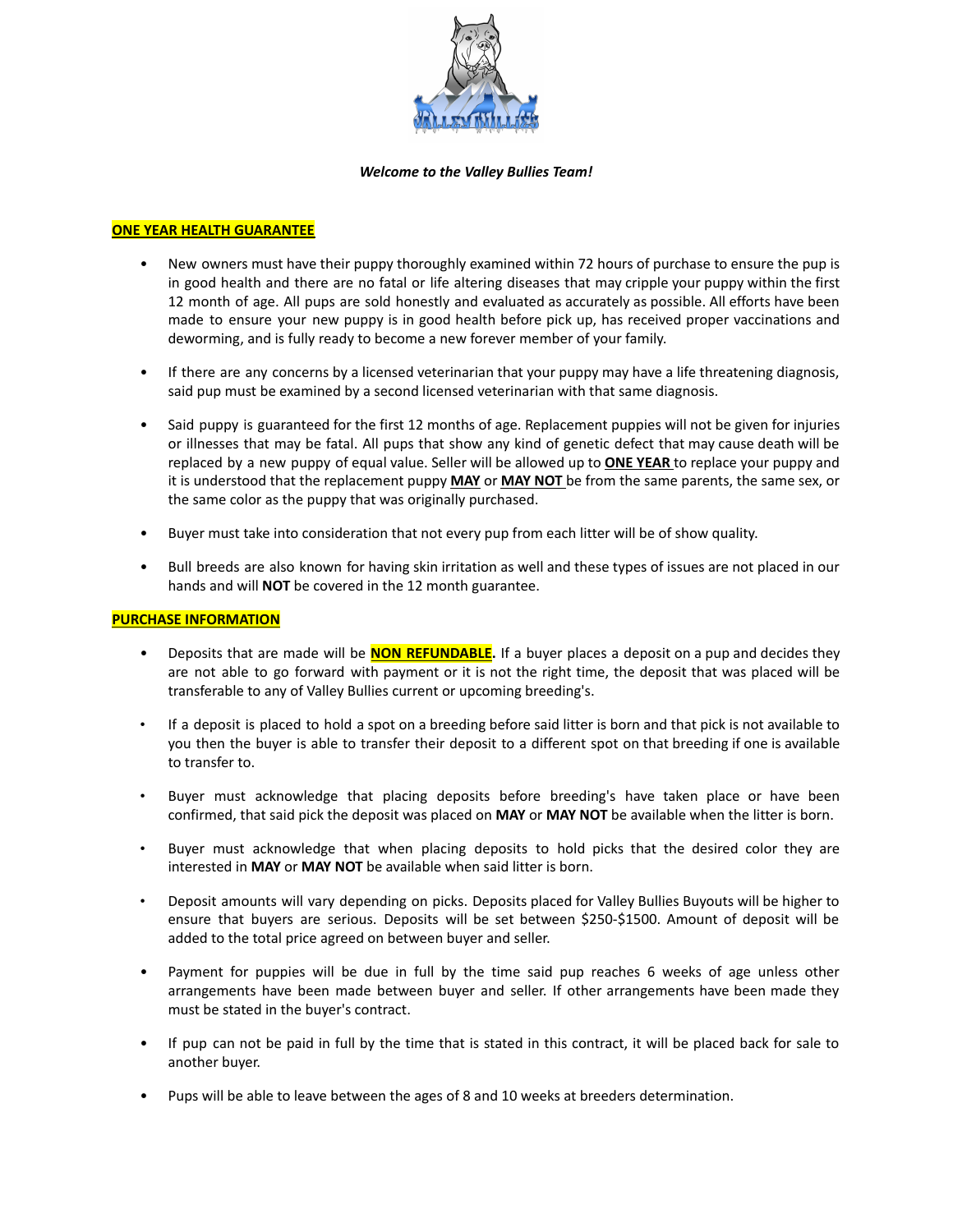*Welcome to the Valley Bullies Team!*

## ONE YEAR HEALTH GUARANTEE

- New owners must have their puppy thoroughly examined within 72 hours of purchase to ensure the pup is in good health and there are no fatal or life altering diseases that may cripple your puppy within the first 12 month of age. All pups are sold honestly and evaluated as accurately as possible. All efforts have been made to ensure your new puppy is in good health before pick up, has received proper vaccinations and deworming, and is fully ready to become a new forever member of your family.

- If there are any concerns by a licensed veterinarian that your puppy may have a life threatening diagnosis, said pup must be examined by a second licensed veterinarian with that same diagnosis.

- Said puppy is guaranteed for the first 12 months of age. Replacement puppies will not be given for injuries or illnesses that may be fatal. All pups that show any kind of genetic defect that may cause death will be replaced by a new puppy of equal value. Seller will be allowed up to **ONE YEAR** to replace your puppy and it is understood that the replacement puppy **MAY** or **MAY NOT** be from the same parents, the same sex, or the same color as the puppy that was originally purchased.

- Buyer must take into consideration that not every pup from each litter will be of show quality.

- Bull breeds are also known for having skin irritation as well and these types of issues are not placed in our hands and will **NOT** be covered in the 12 month guarantee.

## PURCHASE INFORMATION

- Deposits that are made will be **NON REFUNDABLE.** If a buyer places a deposit on a pup and decides they are not able to go forward with payment or it is not the right time, the deposit that was placed will be transferable to any of Valley Bullies current or upcoming breeding's.

- If a deposit is placed to hold a spot on a breeding before said litter is born and that pick is not available to you then the buyer is able to transfer their deposit to a different spot on that breeding if one is available to transfer to.

- Buyer must acknowledge that placing deposits before breeding's have taken place or have been confirmed, that said pick the deposit was placed on **MAY** or **MAY NOT** be available when the litter is born.

- Buyer must acknowledge that when placing deposits to hold picks that the desired color they are interested in **MAY** or **MAY NOT** be available when said litter is born.

- Deposit amounts will vary depending on picks. Deposits placed for Valley Bullies Buyouts will be higher to ensure that buyers are serious. Deposits will be set between $250-$1500. Amount of deposit will be added to the total price agreed on between buyer and seller.

- Payment for puppies will be due in full by the time said pup reaches 6 weeks of age unless other arrangements have been made between buyer and seller. If other arrangements have been made they must be stated in the buyer's contract.

- If pup can not be paid in full by the time that is stated in this contract, it will be placed back for sale to another buyer.

- Pups will be able to leave between the ages of 8 and 10 weeks at breeders determination.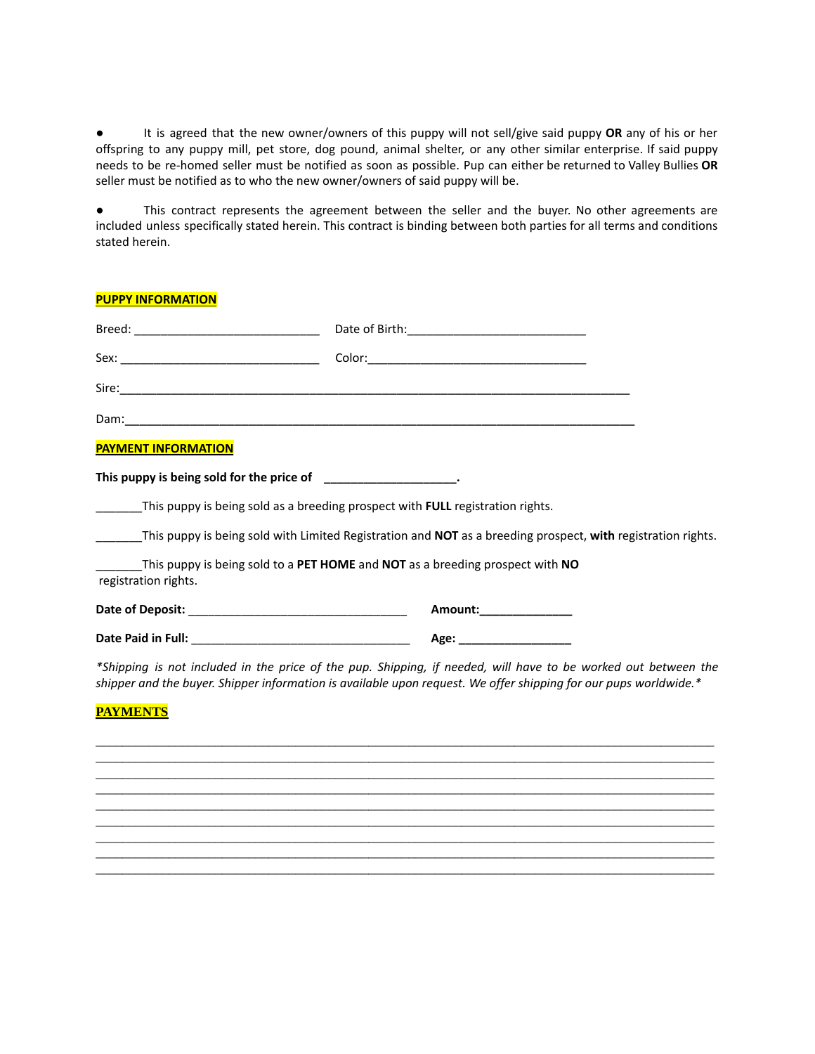- It is agreed that the new owner/owners of this puppy will not sell/give said puppy **OR** any of his or her offspring to any puppy mill, pet store, dog pound, animal shelter, or any other similar enterprise. If said puppy needs to be re-homed seller must be notified as soon as possible. Pup can either be returned to Valley Bullies **OR** seller must be notified as to who the new owner/owners of said puppy will be.

- This contract represents the agreement between the seller and the buyer. No other agreements are included unless specifically stated herein. This contract is binding between both parties for all terms and conditions stated herein.

**PUPPY INFORMATION**

Breed: ____________________________ Date of Birth:___________________________

Sex: ______________________________ Color:_________________________________

Sire:______________________________________________________________________________

Dam:______________________________________________________________________________

**PAYMENT INFORMATION**

**This puppy is being sold for the price of ____________________.**

_______This puppy is being sold as a breeding prospect with **FULL** registration rights.

_______This puppy is being sold with Limited Registration and **NOT** as a breeding prospect, **with** registration rights.

_______This puppy is being sold to a **PET HOME** and **NOT** as a breeding prospect with **NO** registration rights.

**Date of Deposit:** _________________________________ **Amount:**______________

**Date Paid in Full:** _________________________________ **Age:** ________________

*\*Shipping is not included in the price of the pup. Shipping, if needed, will have to be worked out between the shipper and the buyer. Shipper information is available upon request. We offer shipping for our pups worldwide.\**

**PAYMENTS**

______________________________________________________________________________
______________________________________________________________________________
______________________________________________________________________________
______________________________________________________________________________
______________________________________________________________________________
______________________________________________________________________________
______________________________________________________________________________
______________________________________________________________________________
______________________________________________________________________________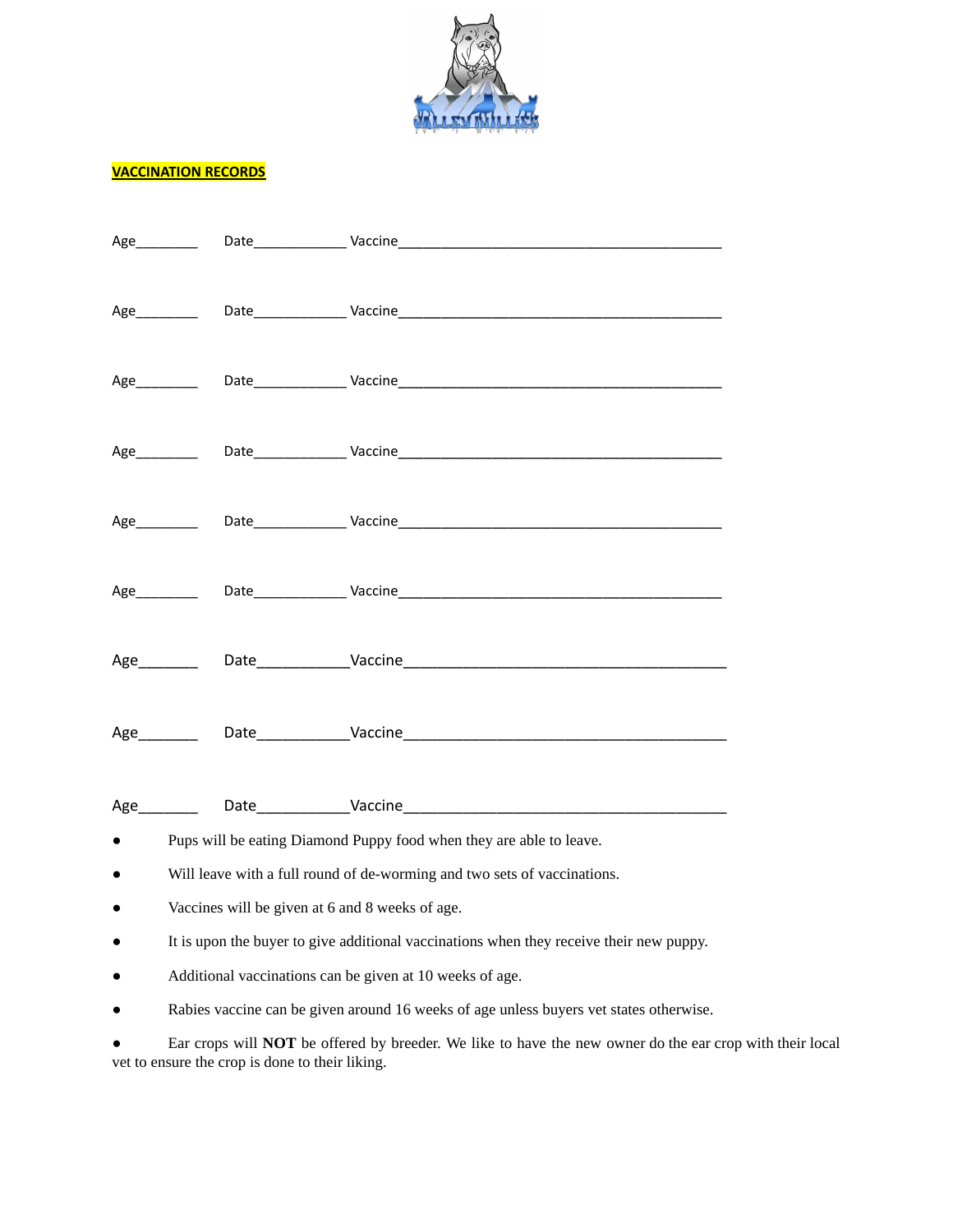**VACCINATION RECORDS**

Age________ Date____________ Vaccine___________________________________________

Age________ Date____________ Vaccine___________________________________________

Age________ Date____________ Vaccine___________________________________________

Age________ Date____________ Vaccine___________________________________________

Age________ Date____________ Vaccine___________________________________________

Age________ Date____________ Vaccine___________________________________________

Age_______ Date___________Vaccine__________________________________________

Age_______ Date___________Vaccine__________________________________________

Age_______ Date___________Vaccine__________________________________________

- Pups will be eating Diamond Puppy food when they are able to leave.
- Will leave with a full round of de-worming and two sets of vaccinations.
- Vaccines will be given at 6 and 8 weeks of age.
- It is upon the buyer to give additional vaccinations when they receive their new puppy.
- Additional vaccinations can be given at 10 weeks of age.
- Rabies vaccine can be given around 16 weeks of age unless buyers vet states otherwise.
- Ear crops will **NOT** be offered by breeder. We like to have the new owner do the ear crop with their local vet to ensure the crop is done to their liking.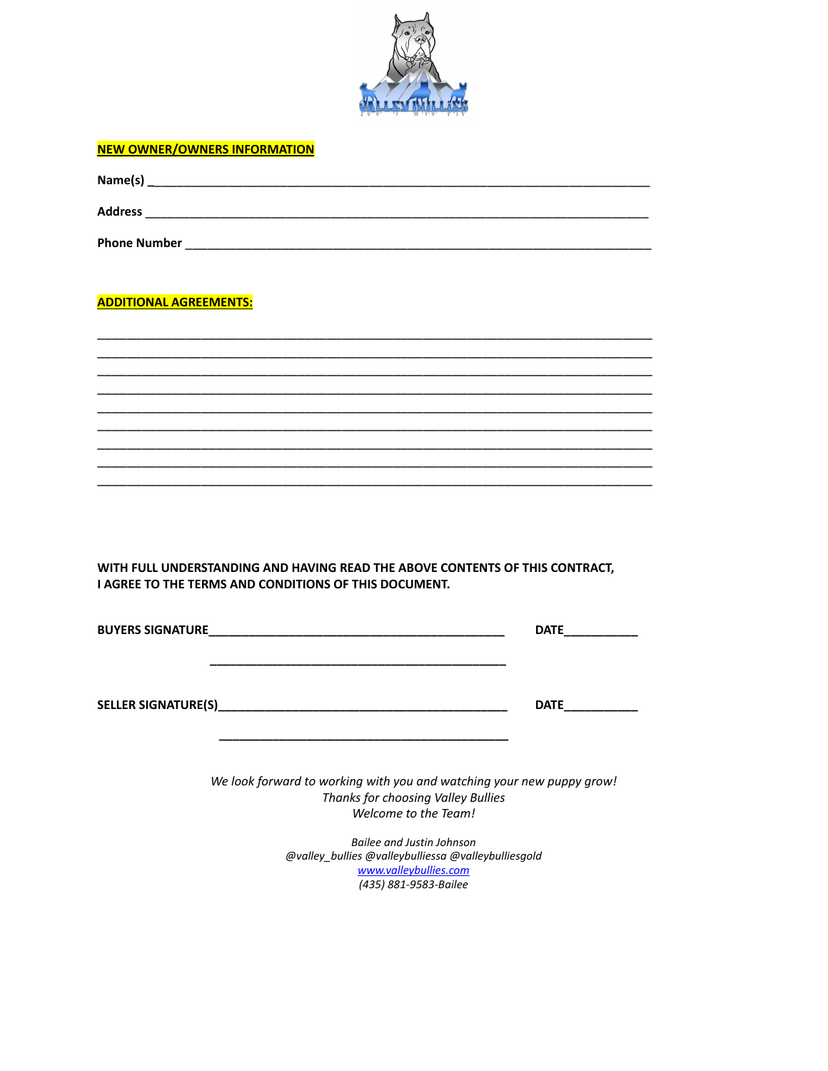**NEW OWNER/OWNERS INFORMATION**

**Name(s)** ______________________________________________________________________________

**Address** ______________________________________________________________________________

**Phone Number** __________________________________________________________________________

**ADDITIONAL AGREEMENTS:**

_____________________________________________________________________________________

_____________________________________________________________________________________

_____________________________________________________________________________________

_____________________________________________________________________________________

_____________________________________________________________________________________

_____________________________________________________________________________________

_____________________________________________________________________________________

_____________________________________________________________________________________

_____________________________________________________________________________________

**WITH FULL UNDERSTANDING AND HAVING READ THE ABOVE CONTENTS OF THIS CONTRACT, I AGREE TO THE TERMS AND CONDITIONS OF THIS DOCUMENT.**

**BUYERS SIGNATURE**_____________________________________________ **DATE**___________

_____________________________________________

**SELLER SIGNATURE(S)**_____________________________________________ **DATE**___________

_____________________________________________

*We look forward to working with you and watching your new puppy grow!*
*Thanks for choosing Valley Bullies*
*Welcome to the Team!*

*Bailee and Justin Johnson*
*@valley_bullies @valleybulliessa @valleybulliesgold*
*www.valleybullies.com*
*(435) 881-9583-Bailee*